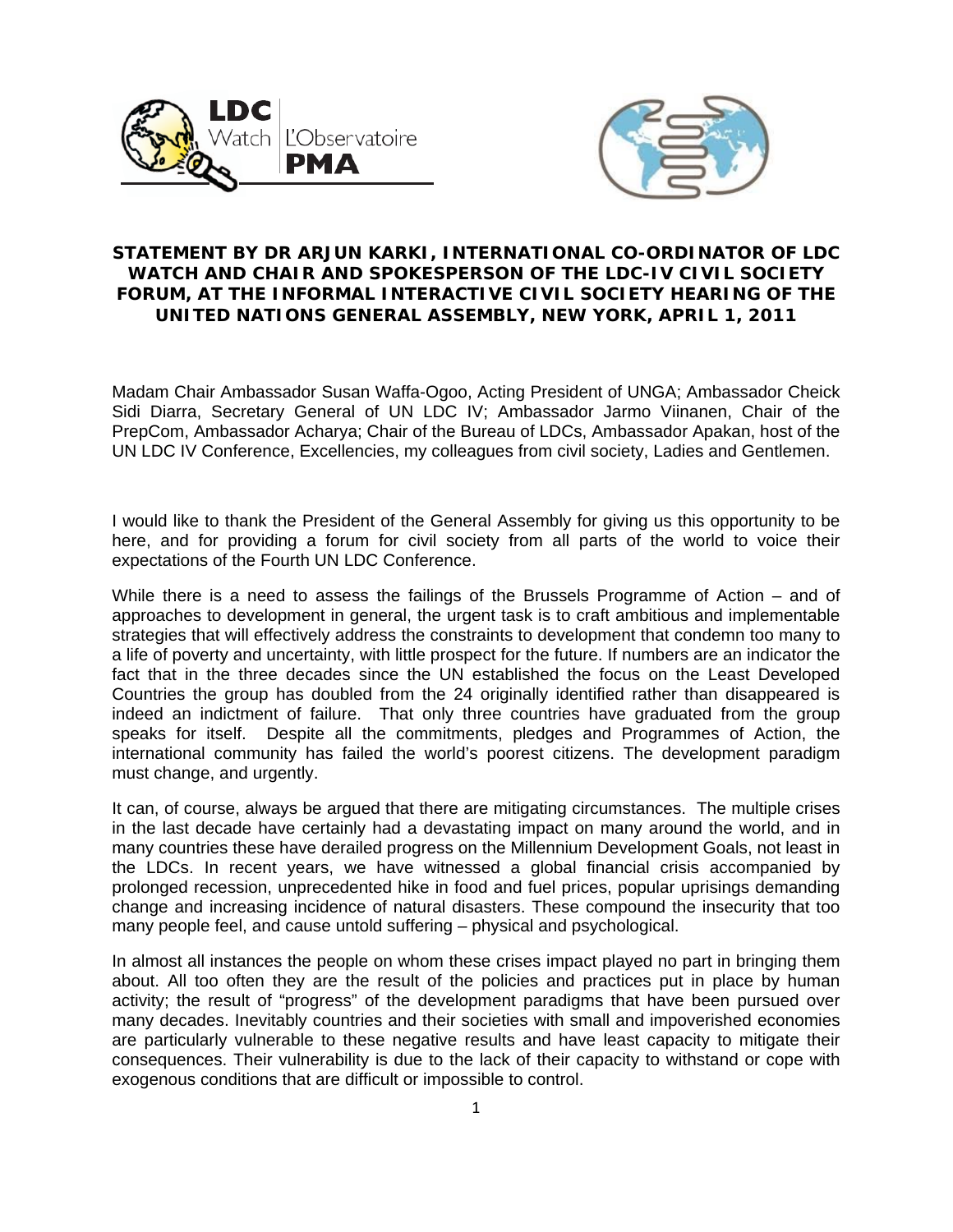**STATEMENT BY DR ARJUN KARKI, INTERNATIONAL CO-ORDINATOR OF LDC WATCH AND CHAIR AND SPOKESPERSON OF THE LDC-IV CIVIL SOCIETY FORUM, AT THE INFORMAL INTERACTIVE CIVIL SOCIETY HEARING OF THE UNITED NATIONS GENERAL ASSEMBLY, NEW YORK, APRIL 1, 2011**

Madam Chair Ambassador Susan Waffa-Ogoo, Acting President of UNGA; Ambassador Cheick Sidi Diarra, Secretary General of UN LDC IV; Ambassador Jarmo Viinanen, Chair of the PrepCom, Ambassador Acharya; Chair of the Bureau of LDCs, Ambassador Apakan, host of the UN LDC IV Conference, Excellencies, my colleagues from civil society, Ladies and Gentlemen.

I would like to thank the President of the General Assembly for giving us this opportunity to be here, and for providing a forum for civil society from all parts of the world to voice their expectations of the Fourth UN LDC Conference.

While there is a need to assess the failings of the Brussels Programme of Action – and of approaches to development in general, the urgent task is to craft ambitious and implementable strategies that will effectively address the constraints to development that condemn too many to a life of poverty and uncertainty, with little prospect for the future. If numbers are an indicator the fact that in the three decades since the UN established the focus on the Least Developed Countries the group has doubled from the 24 originally identified rather than disappeared is indeed an indictment of failure. That only three countries have graduated from the group speaks for itself. Despite all the commitments, pledges and Programmes of Action, the international community has failed the world's poorest citizens. The development paradigm must change, and urgently.

It can, of course, always be argued that there are mitigating circumstances. The multiple crises in the last decade have certainly had a devastating impact on many around the world, and in many countries these have derailed progress on the Millennium Development Goals, not least in the LDCs. In recent years, we have witnessed a global financial crisis accompanied by prolonged recession, unprecedented hike in food and fuel prices, popular uprisings demanding change and increasing incidence of natural disasters. These compound the insecurity that too many people feel, and cause untold suffering – physical and psychological.

In almost all instances the people on whom these crises impact played no part in bringing them about. All too often they are the result of the policies and practices put in place by human activity; the result of "progress" of the development paradigms that have been pursued over many decades. Inevitably countries and their societies with small and impoverished economies are particularly vulnerable to these negative results and have least capacity to mitigate their consequences. Their vulnerability is due to the lack of their capacity to withstand or cope with exogenous conditions that are difficult or impossible to control.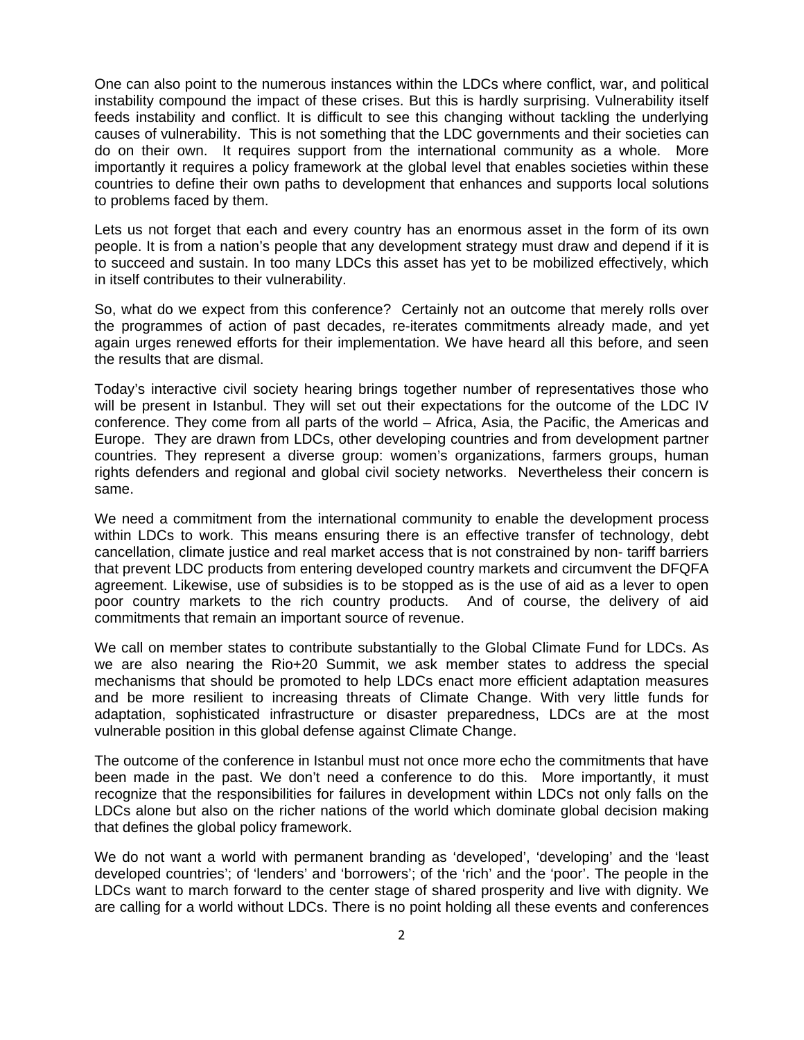One can also point to the numerous instances within the LDCs where conflict, war, and political instability compound the impact of these crises. But this is hardly surprising. Vulnerability itself feeds instability and conflict. It is difficult to see this changing without tackling the underlying causes of vulnerability. This is not something that the LDC governments and their societies can do on their own. It requires support from the international community as a whole. More importantly it requires a policy framework at the global level that enables societies within these countries to define their own paths to development that enhances and supports local solutions to problems faced by them.

Lets us not forget that each and every country has an enormous asset in the form of its own people. It is from a nation's people that any development strategy must draw and depend if it is to succeed and sustain. In too many LDCs this asset has yet to be mobilized effectively, which in itself contributes to their vulnerability.

So, what do we expect from this conference? Certainly not an outcome that merely rolls over the programmes of action of past decades, re-iterates commitments already made, and yet again urges renewed efforts for their implementation. We have heard all this before, and seen the results that are dismal.

Today's interactive civil society hearing brings together number of representatives those who will be present in Istanbul. They will set out their expectations for the outcome of the LDC IV conference. They come from all parts of the world – Africa, Asia, the Pacific, the Americas and Europe. They are drawn from LDCs, other developing countries and from development partner countries. They represent a diverse group: women's organizations, farmers groups, human rights defenders and regional and global civil society networks. Nevertheless their concern is same.

We need a commitment from the international community to enable the development process within LDCs to work. This means ensuring there is an effective transfer of technology, debt cancellation, climate justice and real market access that is not constrained by non- tariff barriers that prevent LDC products from entering developed country markets and circumvent the DFQFA agreement. Likewise, use of subsidies is to be stopped as is the use of aid as a lever to open poor country markets to the rich country products. And of course, the delivery of aid commitments that remain an important source of revenue.

We call on member states to contribute substantially to the Global Climate Fund for LDCs. As we are also nearing the Rio+20 Summit, we ask member states to address the special mechanisms that should be promoted to help LDCs enact more efficient adaptation measures and be more resilient to increasing threats of Climate Change. With very little funds for adaptation, sophisticated infrastructure or disaster preparedness, LDCs are at the most vulnerable position in this global defense against Climate Change.

The outcome of the conference in Istanbul must not once more echo the commitments that have been made in the past. We don't need a conference to do this. More importantly, it must recognize that the responsibilities for failures in development within LDCs not only falls on the LDCs alone but also on the richer nations of the world which dominate global decision making that defines the global policy framework.

We do not want a world with permanent branding as 'developed', 'developing' and the 'least developed countries'; of 'lenders' and 'borrowers'; of the 'rich' and the 'poor'. The people in the LDCs want to march forward to the center stage of shared prosperity and live with dignity. We are calling for a world without LDCs. There is no point holding all these events and conferences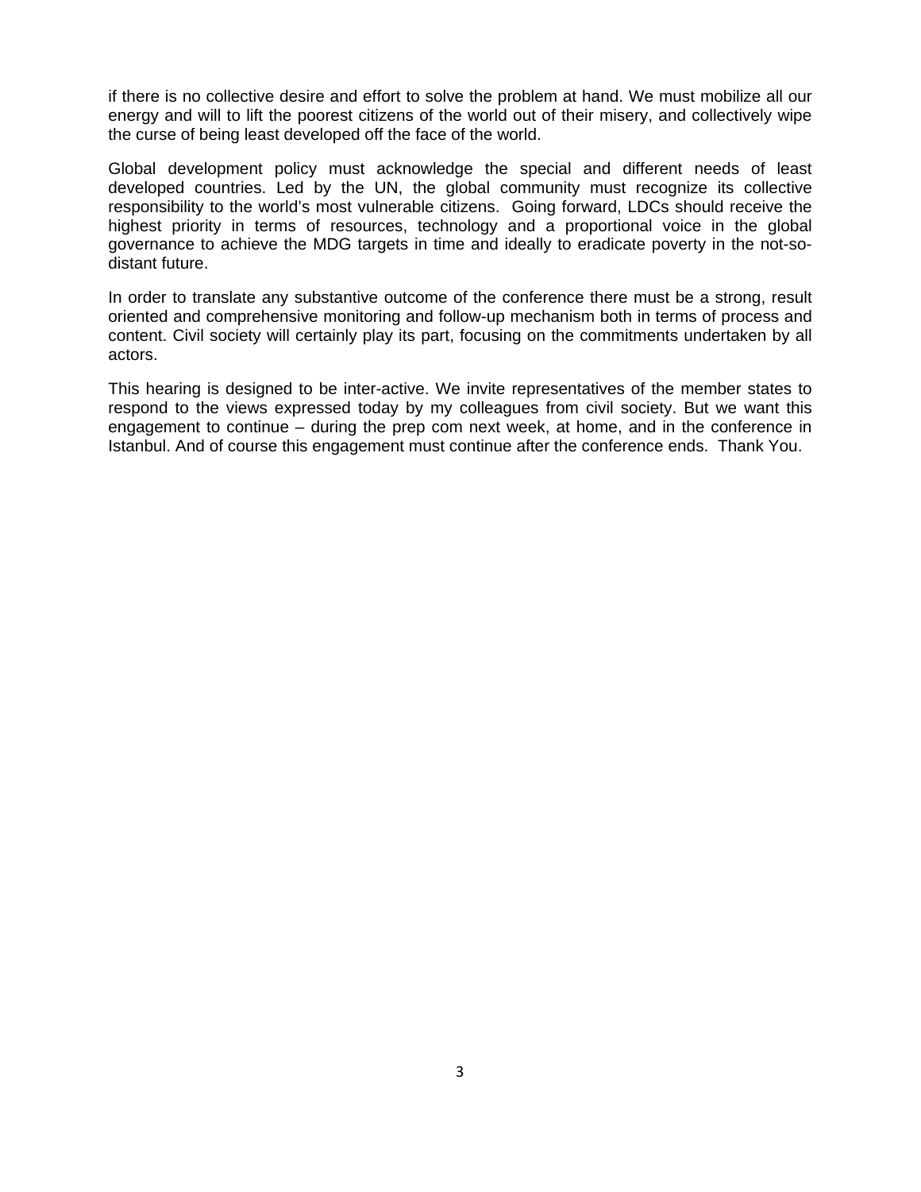if there is no collective desire and effort to solve the problem at hand. We must mobilize all our energy and will to lift the poorest citizens of the world out of their misery, and collectively wipe the curse of being least developed off the face of the world.

Global development policy must acknowledge the special and different needs of least developed countries. Led by the UN, the global community must recognize its collective responsibility to the world's most vulnerable citizens. Going forward, LDCs should receive the highest priority in terms of resources, technology and a proportional voice in the global governance to achieve the MDG targets in time and ideally to eradicate poverty in the not-so-distant future.

In order to translate any substantive outcome of the conference there must be a strong, result oriented and comprehensive monitoring and follow-up mechanism both in terms of process and content. Civil society will certainly play its part, focusing on the commitments undertaken by all actors.

This hearing is designed to be inter-active. We invite representatives of the member states to respond to the views expressed today by my colleagues from civil society. But we want this engagement to continue – during the prep com next week, at home, and in the conference in Istanbul. And of course this engagement must continue after the conference ends. Thank You.